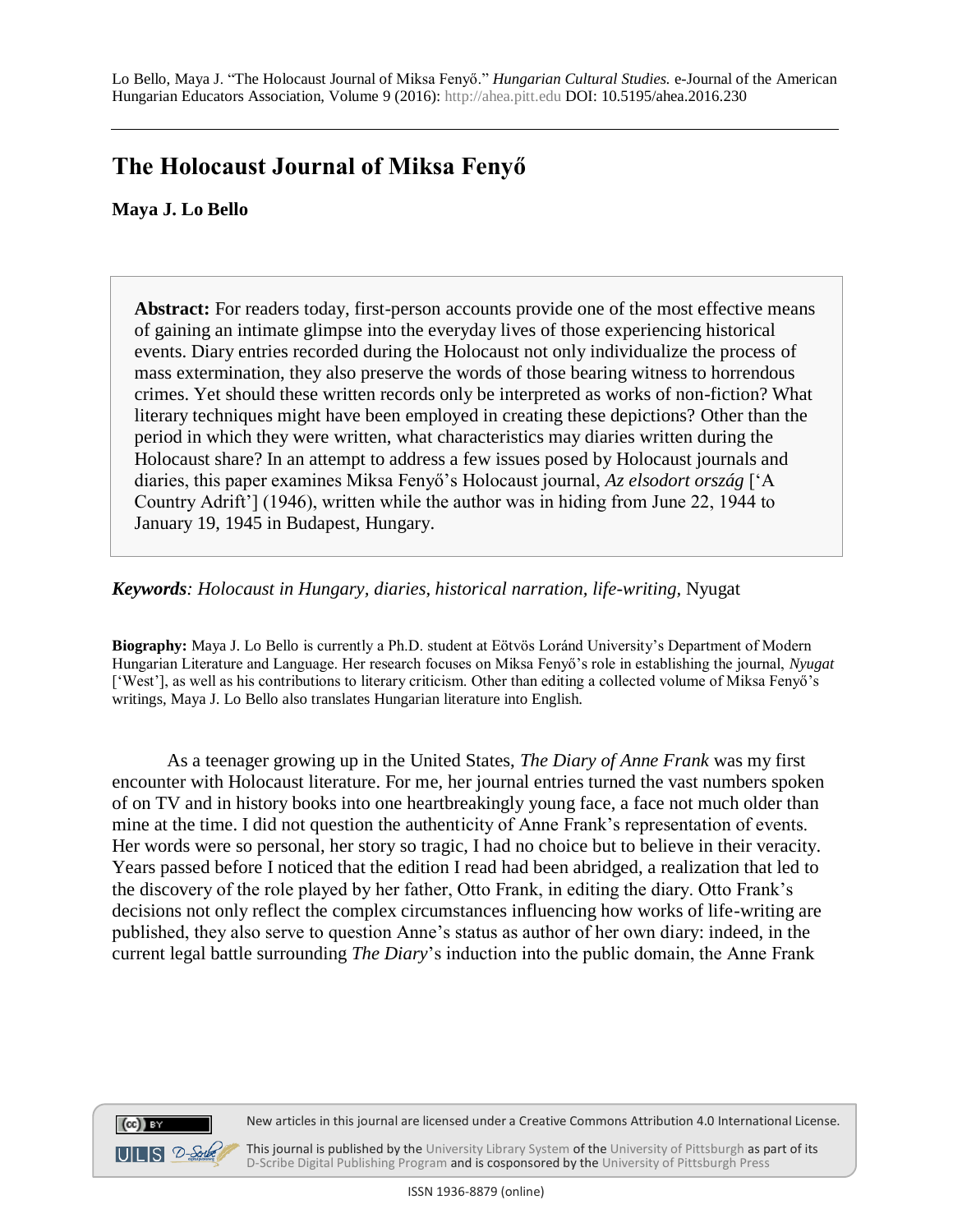Lo Bello, Maya J. "The Holocaust Journal of Miksa Fenyő." *Hungarian Cultural Studies.* e-Journal of the American Hungarian Educators Association, Volume 9 (2016): http://ahea.pitt.edu DOI: 10.5195/ahea.2016.230

# The Holocaust Journal of Miksa Fenyő

**Maya J. Lo Bello**

**Abstract:** For readers today, first-person accounts provide one of the most effective means of gaining an intimate glimpse into the everyday lives of those experiencing historical events. Diary entries recorded during the Holocaust not only individualize the process of mass extermination, they also preserve the words of those bearing witness to horrendous crimes. Yet should these written records only be interpreted as works of non-fiction? What literary techniques might have been employed in creating these depictions? Other than the period in which they were written, what characteristics may diaries written during the Holocaust share? In an attempt to address a few issues posed by Holocaust journals and diaries, this paper examines Miksa Fenyő's Holocaust journal, *Az elsodort ország* ['A Country Adrift'] (1946), written while the author was in hiding from June 22, 1944 to January 19, 1945 in Budapest, Hungary.

***Keywords**: Holocaust in Hungary, diaries, historical narration, life-writing,* Nyugat

**Biography:** Maya J. Lo Bello is currently a Ph.D. student at Eötvös Loránd University's Department of Modern Hungarian Literature and Language. Her research focuses on Miksa Fenyő's role in establishing the journal, *Nyugat* ['West'], as well as his contributions to literary criticism. Other than editing a collected volume of Miksa Fenyő's writings, Maya J. Lo Bello also translates Hungarian literature into English.

As a teenager growing up in the United States, *The Diary of Anne Frank* was my first encounter with Holocaust literature. For me, her journal entries turned the vast numbers spoken of on TV and in history books into one heartbreakingly young face, a face not much older than mine at the time. I did not question the authenticity of Anne Frank's representation of events. Her words were so personal, her story so tragic, I had no choice but to believe in their veracity. Years passed before I noticed that the edition I read had been abridged, a realization that led to the discovery of the role played by her father, Otto Frank, in editing the diary. Otto Frank's decisions not only reflect the complex circumstances influencing how works of life-writing are published, they also serve to question Anne's status as author of her own diary: indeed, in the current legal battle surrounding *The Diary*'s induction into the public domain, the Anne Frank

New articles in this journal are licensed under a Creative Commons Attribution 4.0 International License.

This journal is published by the University Library System of the University of Pittsburgh as part of its D-Scribe Digital Publishing Program and is cosponsored by the University of Pittsburgh Press

ISSN 1936-8879 (online)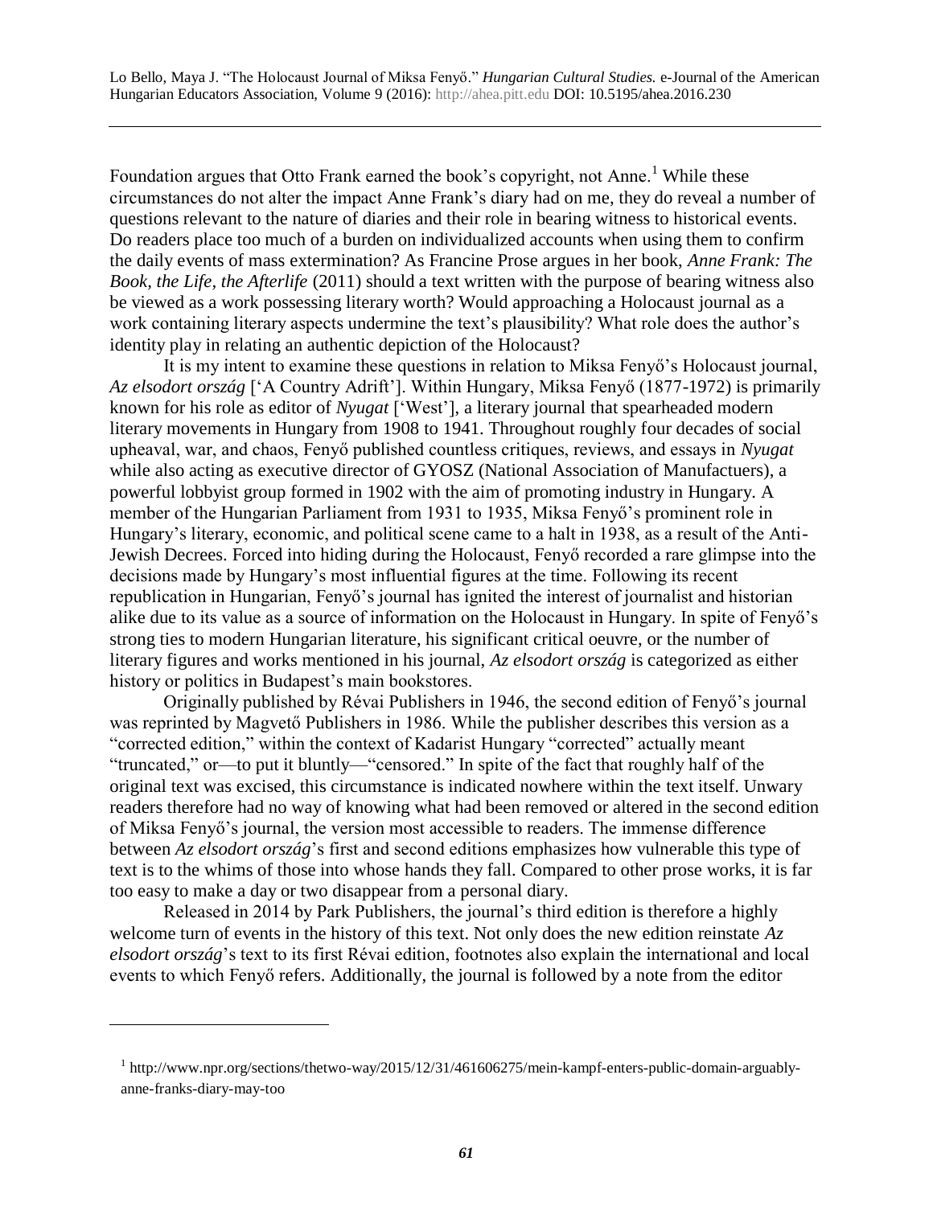Foundation argues that Otto Frank earned the book's copyright, not Anne.[1] While these circumstances do not alter the impact Anne Frank's diary had on me, they do reveal a number of questions relevant to the nature of diaries and their role in bearing witness to historical events. Do readers place too much of a burden on individualized accounts when using them to confirm the daily events of mass extermination? As Francine Prose argues in her book, *Anne Frank: The Book, the Life, the Afterlife* (2011) should a text written with the purpose of bearing witness also be viewed as a work possessing literary worth? Would approaching a Holocaust journal as a work containing literary aspects undermine the text's plausibility? What role does the author's identity play in relating an authentic depiction of the Holocaust?

It is my intent to examine these questions in relation to Miksa Fenyő's Holocaust journal, *Az elsodort ország* ['A Country Adrift']. Within Hungary, Miksa Fenyő (1877-1972) is primarily known for his role as editor of *Nyugat* ['West'], a literary journal that spearheaded modern literary movements in Hungary from 1908 to 1941. Throughout roughly four decades of social upheaval, war, and chaos, Fenyő published countless critiques, reviews, and essays in *Nyugat* while also acting as executive director of GYOSZ (National Association of Manufactuers), a powerful lobbyist group formed in 1902 with the aim of promoting industry in Hungary. A member of the Hungarian Parliament from 1931 to 1935, Miksa Fenyő's prominent role in Hungary's literary, economic, and political scene came to a halt in 1938, as a result of the Anti-Jewish Decrees. Forced into hiding during the Holocaust, Fenyő recorded a rare glimpse into the decisions made by Hungary's most influential figures at the time. Following its recent republication in Hungarian, Fenyő's journal has ignited the interest of journalist and historian alike due to its value as a source of information on the Holocaust in Hungary. In spite of Fenyő's strong ties to modern Hungarian literature, his significant critical oeuvre, or the number of literary figures and works mentioned in his journal, *Az elsodort ország* is categorized as either history or politics in Budapest's main bookstores.

Originally published by Révai Publishers in 1946, the second edition of Fenyő's journal was reprinted by Magvető Publishers in 1986. While the publisher describes this version as a "corrected edition," within the context of Kadarist Hungary "corrected" actually meant "truncated," or—to put it bluntly—"censored." In spite of the fact that roughly half of the original text was excised, this circumstance is indicated nowhere within the text itself. Unwary readers therefore had no way of knowing what had been removed or altered in the second edition of Miksa Fenyő's journal, the version most accessible to readers. The immense difference between *Az elsodort ország*'s first and second editions emphasizes how vulnerable this type of text is to the whims of those into whose hands they fall. Compared to other prose works, it is far too easy to make a day or two disappear from a personal diary.

Released in 2014 by Park Publishers, the journal's third edition is therefore a highly welcome turn of events in the history of this text. Not only does the new edition reinstate *Az elsodort ország*'s text to its first Révai edition, footnotes also explain the international and local events to which Fenyő refers. Additionally, the journal is followed by a note from the editor

---

[1] http://www.npr.org/sections/thetwo-way/2015/12/31/461606275/mein-kampf-enters-public-domain-arguably-anne-franks-diary-may-too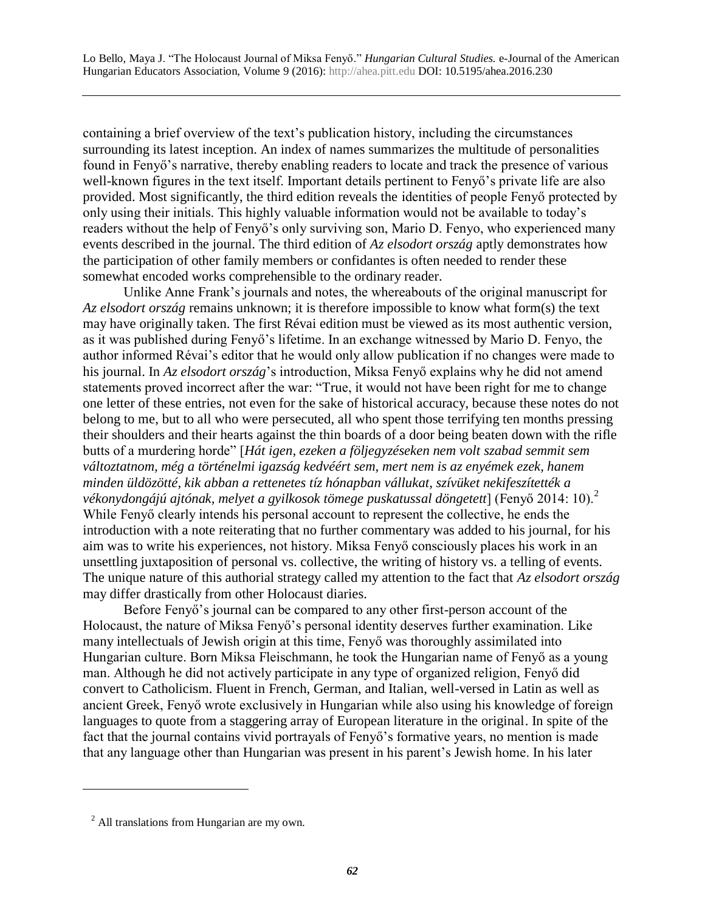containing a brief overview of the text's publication history, including the circumstances surrounding its latest inception. An index of names summarizes the multitude of personalities found in Fenyő's narrative, thereby enabling readers to locate and track the presence of various well-known figures in the text itself. Important details pertinent to Fenyő's private life are also provided. Most significantly, the third edition reveals the identities of people Fenyő protected by only using their initials. This highly valuable information would not be available to today's readers without the help of Fenyő's only surviving son, Mario D. Fenyo, who experienced many events described in the journal. The third edition of *Az elsodort ország* aptly demonstrates how the participation of other family members or confidantes is often needed to render these somewhat encoded works comprehensible to the ordinary reader.

Unlike Anne Frank's journals and notes, the whereabouts of the original manuscript for *Az elsodort ország* remains unknown; it is therefore impossible to know what form(s) the text may have originally taken. The first Révai edition must be viewed as its most authentic version, as it was published during Fenyő's lifetime. In an exchange witnessed by Mario D. Fenyo, the author informed Révai's editor that he would only allow publication if no changes were made to his journal. In *Az elsodort ország*'s introduction, Miksa Fenyő explains why he did not amend statements proved incorrect after the war: "True, it would not have been right for me to change one letter of these entries, not even for the sake of historical accuracy, because these notes do not belong to me, but to all who were persecuted, all who spent those terrifying ten months pressing their shoulders and their hearts against the thin boards of a door being beaten down with the rifle butts of a murdering horde" [*Hát igen, ezeken a földjegyzéseken nem volt szabad semmit sem változtatnom, még a történelmi igazság kedvéért sem, mert nem is az enyémek ezek, hanem minden üldözötté, kik abban a rettenetes tíz hónapban vállukat, szívüket nekifeszítették a vékonydongájú ajtónak, melyet a gyilkosok tömege puskatussal döngetett*] (Fenyő 2014: 10).[2] While Fenyő clearly intends his personal account to represent the collective, he ends the introduction with a note reiterating that no further commentary was added to his journal, for his aim was to write his experiences, not history. Miksa Fenyő consciously places his work in an unsettling juxtaposition of personal vs. collective, the writing of history vs. a telling of events. The unique nature of this authorial strategy called my attention to the fact that *Az elsodort ország* may differ drastically from other Holocaust diaries.

Before Fenyő's journal can be compared to any other first-person account of the Holocaust, the nature of Miksa Fenyő's personal identity deserves further examination. Like many intellectuals of Jewish origin at this time, Fenyő was thoroughly assimilated into Hungarian culture. Born Miksa Fleischmann, he took the Hungarian name of Fenyő as a young man. Although he did not actively participate in any type of organized religion, Fenyő did convert to Catholicism. Fluent in French, German, and Italian, well-versed in Latin as well as ancient Greek, Fenyő wrote exclusively in Hungarian while also using his knowledge of foreign languages to quote from a staggering array of European literature in the original. In spite of the fact that the journal contains vivid portrayals of Fenyő's formative years, no mention is made that any language other than Hungarian was present in his parent's Jewish home. In his later

[2] All translations from Hungarian are my own.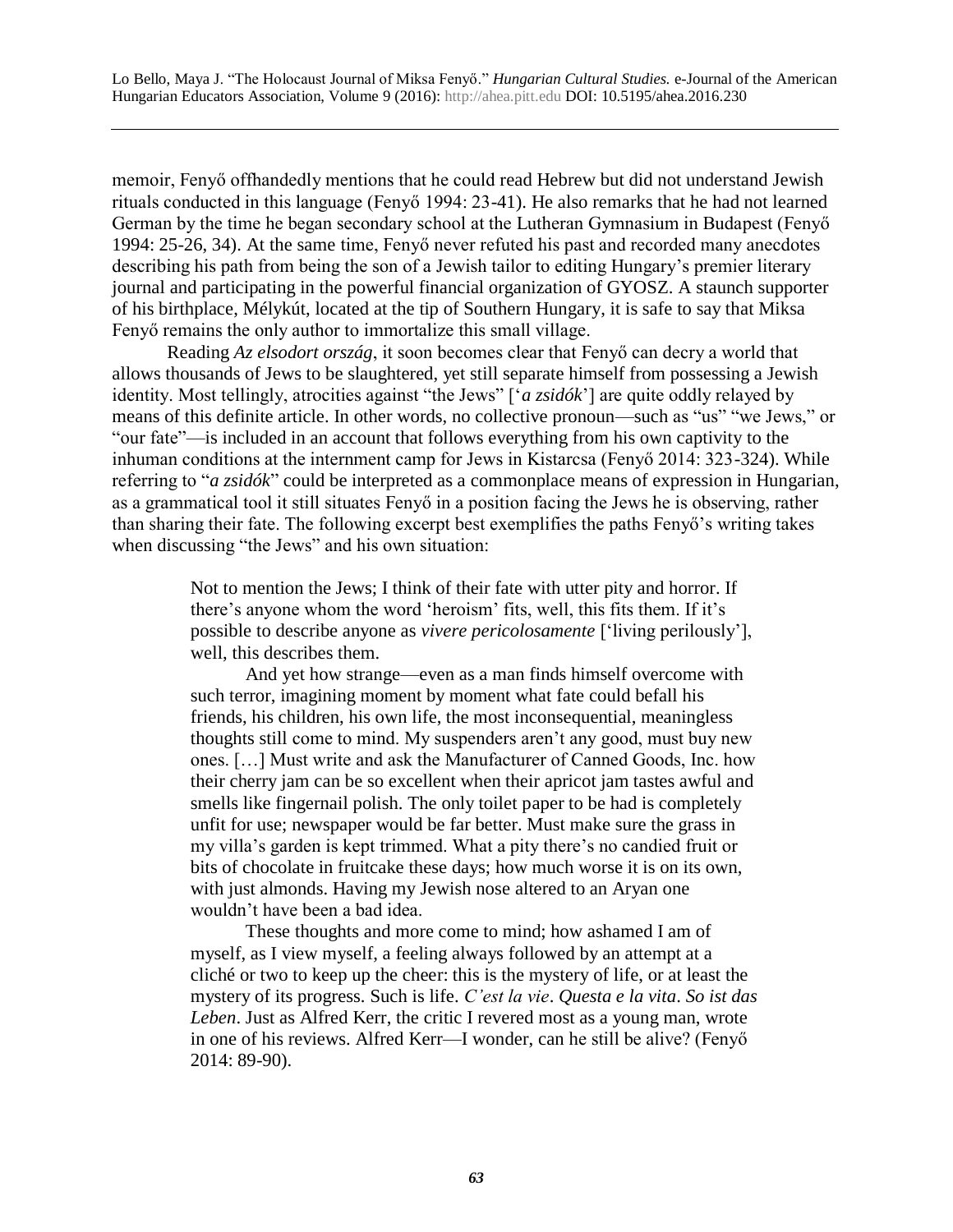memoir, Fenyő offhandedly mentions that he could read Hebrew but did not understand Jewish rituals conducted in this language (Fenyő 1994: 23-41). He also remarks that he had not learned German by the time he began secondary school at the Lutheran Gymnasium in Budapest (Fenyő 1994: 25-26, 34). At the same time, Fenyő never refuted his past and recorded many anecdotes describing his path from being the son of a Jewish tailor to editing Hungary's premier literary journal and participating in the powerful financial organization of GYOSZ. A staunch supporter of his birthplace, Mélykút, located at the tip of Southern Hungary, it is safe to say that Miksa Fenyő remains the only author to immortalize this small village.

Reading *Az elsodort ország*, it soon becomes clear that Fenyő can decry a world that allows thousands of Jews to be slaughtered, yet still separate himself from possessing a Jewish identity. Most tellingly, atrocities against "the Jews" ['*a zsidók*'] are quite oddly relayed by means of this definite article. In other words, no collective pronoun—such as "us" "we Jews," or "our fate"—is included in an account that follows everything from his own captivity to the inhuman conditions at the internment camp for Jews in Kistarcsa (Fenyő 2014: 323-324). While referring to "*a zsidók*" could be interpreted as a commonplace means of expression in Hungarian, as a grammatical tool it still situates Fenyő in a position facing the Jews he is observing, rather than sharing their fate. The following excerpt best exemplifies the paths Fenyő's writing takes when discussing "the Jews" and his own situation:

> Not to mention the Jews; I think of their fate with utter pity and horror. If there's anyone whom the word 'heroism' fits, well, this fits them. If it's possible to describe anyone as *vivere pericolosamente* ['living perilously'], well, this describes them.
>
> And yet how strange—even as a man finds himself overcome with such terror, imagining moment by moment what fate could befall his friends, his children, his own life, the most inconsequential, meaningless thoughts still come to mind. My suspenders aren't any good, must buy new ones. […] Must write and ask the Manufacturer of Canned Goods, Inc. how their cherry jam can be so excellent when their apricot jam tastes awful and smells like fingernail polish. The only toilet paper to be had is completely unfit for use; newspaper would be far better. Must make sure the grass in my villa's garden is kept trimmed. What a pity there's no candied fruit or bits of chocolate in fruitcake these days; how much worse it is on its own, with just almonds. Having my Jewish nose altered to an Aryan one wouldn't have been a bad idea.
>
> These thoughts and more come to mind; how ashamed I am of myself, as I view myself, a feeling always followed by an attempt at a cliché or two to keep up the cheer: this is the mystery of life, or at least the mystery of its progress. Such is life. *C'est la vie*. *Questa e la vita*. *So ist das Leben*. Just as Alfred Kerr, the critic I revered most as a young man, wrote in one of his reviews. Alfred Kerr—I wonder, can he still be alive? (Fenyő 2014: 89-90).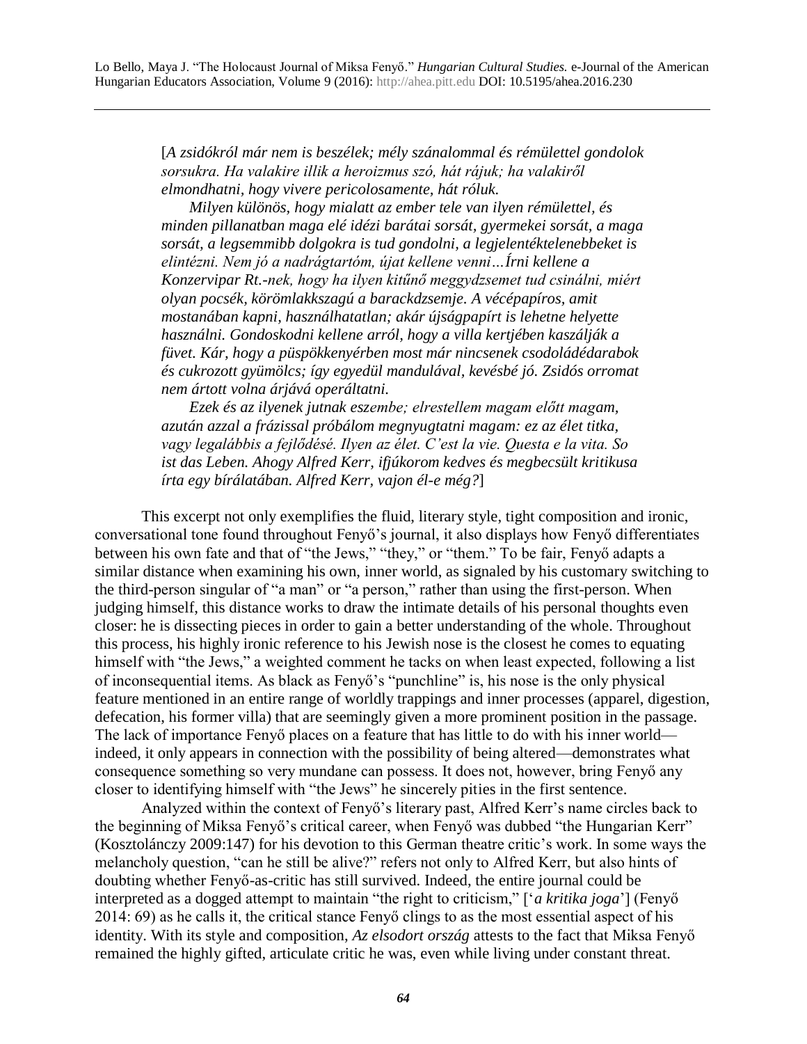[*A zsidókról már nem is beszélek; mély szánalommal és rémülettel gondolok sorsukra. Ha valakire illik a heroizmus szó, hát rájuk; ha valakiről elmondhatni, hogy vivere pericolosamente, hát róluk.*

*Milyen különös, hogy mialatt az ember tele van ilyen rémülettel, és minden pillanatban maga elé idézi barátai sorsát, gyermekei sorsát, a maga sorsát, a legsemmibb dolgokra is tud gondolni, a legjelentéktelenebbeket is elintézni. Nem jó a nadrágtartóm, újat kellene venni…Írni kellene a Konzervipar Rt.-nek, hogy ha ilyen kitűnő meggydzsemet tud csinálni, miért olyan pocsék, körömlakkszagú a barackdzsemje. A vécépapíros, amit mostanában kapni, használhatatlan; akár újságpapírt is lehetne helyette használni. Gondoskodni kellene arról, hogy a villa kertjében kaszálják a füvet. Kár, hogy a püspökkenyérben most már nincsenek csodoládédarabok és cukrozott gyümölcs; így egyedül mandulával, kevésbé jó. Zsidós orromat nem ártott volna árjává operáltatni.*

*Ezek és az ilyenek jutnak eszembe; elrestellem magam előtt magam, azután azzal a frázissal próbálom megnyugtatni magam: ez az élet titka, vagy legalábbis a fejlődésé. Ilyen az élet. C'est la vie. Questa e la vita. So ist das Leben. Ahogy Alfred Kerr, ifjúkorom kedves és megbecsült kritikusa írta egy bírálatában. Alfred Kerr, vajon él-e még?*]

This excerpt not only exemplifies the fluid, literary style, tight composition and ironic, conversational tone found throughout Fenyő's journal, it also displays how Fenyő differentiates between his own fate and that of "the Jews," "they," or "them." To be fair, Fenyő adapts a similar distance when examining his own, inner world, as signaled by his customary switching to the third-person singular of "a man" or "a person," rather than using the first-person. When judging himself, this distance works to draw the intimate details of his personal thoughts even closer: he is dissecting pieces in order to gain a better understanding of the whole. Throughout this process, his highly ironic reference to his Jewish nose is the closest he comes to equating himself with "the Jews," a weighted comment he tacks on when least expected, following a list of inconsequential items. As black as Fenyő's "punchline" is, his nose is the only physical feature mentioned in an entire range of worldly trappings and inner processes (apparel, digestion, defecation, his former villa) that are seemingly given a more prominent position in the passage. The lack of importance Fenyő places on a feature that has little to do with his inner world—indeed, it only appears in connection with the possibility of being altered—demonstrates what consequence something so very mundane can possess. It does not, however, bring Fenyő any closer to identifying himself with "the Jews" he sincerely pities in the first sentence.

Analyzed within the context of Fenyő's literary past, Alfred Kerr's name circles back to the beginning of Miksa Fenyő's critical career, when Fenyő was dubbed "the Hungarian Kerr" (Kosztolánczy 2009:147) for his devotion to this German theatre critic's work. In some ways the melancholy question, "can he still be alive?" refers not only to Alfred Kerr, but also hints of doubting whether Fenyő-as-critic has still survived. Indeed, the entire journal could be interpreted as a dogged attempt to maintain "the right to criticism," ['*a kritika joga*'] (Fenyő 2014: 69) as he calls it, the critical stance Fenyő clings to as the most essential aspect of his identity. With its style and composition, *Az elsodort ország* attests to the fact that Miksa Fenyő remained the highly gifted, articulate critic he was, even while living under constant threat.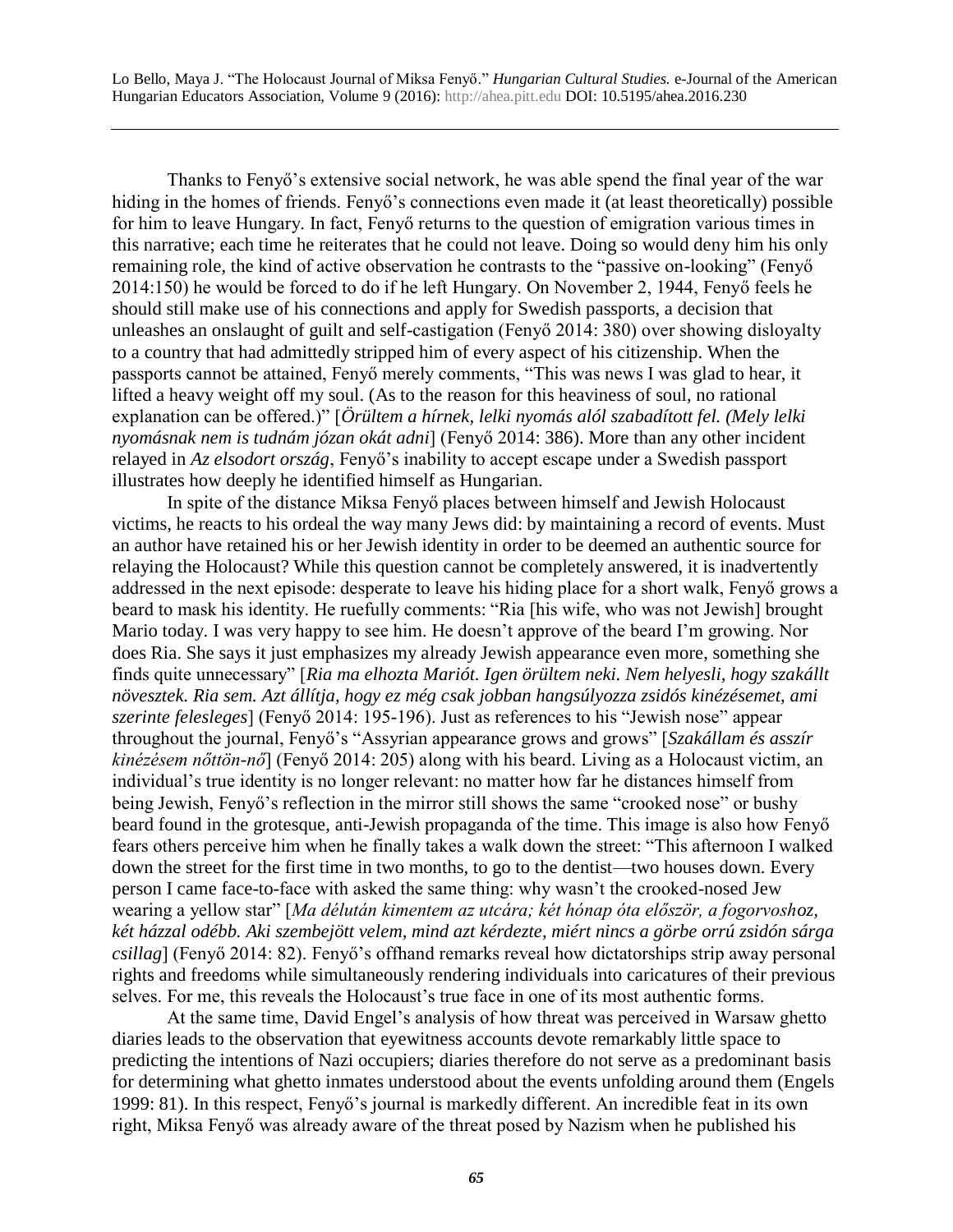Thanks to Fenyő's extensive social network, he was able spend the final year of the war hiding in the homes of friends. Fenyő's connections even made it (at least theoretically) possible for him to leave Hungary. In fact, Fenyő returns to the question of emigration various times in this narrative; each time he reiterates that he could not leave. Doing so would deny him his only remaining role, the kind of active observation he contrasts to the "passive on-looking" (Fenyő 2014:150) he would be forced to do if he left Hungary. On November 2, 1944, Fenyő feels he should still make use of his connections and apply for Swedish passports, a decision that unleashes an onslaught of guilt and self-castigation (Fenyő 2014: 380) over showing disloyalty to a country that had admittedly stripped him of every aspect of his citizenship. When the passports cannot be attained, Fenyő merely comments, "This was news I was glad to hear, it lifted a heavy weight off my soul. (As to the reason for this heaviness of soul, no rational explanation can be offered.)" [*Örültem a hírnek, lelki nyomás alól szabadított fel. (Mely lelki nyomásnak nem is tudnám józan okát adni*] (Fenyő 2014: 386). More than any other incident relayed in *Az elsodort ország*, Fenyő's inability to accept escape under a Swedish passport illustrates how deeply he identified himself as Hungarian.

In spite of the distance Miksa Fenyő places between himself and Jewish Holocaust victims, he reacts to his ordeal the way many Jews did: by maintaining a record of events. Must an author have retained his or her Jewish identity in order to be deemed an authentic source for relaying the Holocaust? While this question cannot be completely answered, it is inadvertently addressed in the next episode: desperate to leave his hiding place for a short walk, Fenyő grows a beard to mask his identity. He ruefully comments: "Ria [his wife, who was not Jewish] brought Mario today. I was very happy to see him. He doesn't approve of the beard I'm growing. Nor does Ria. She says it just emphasizes my already Jewish appearance even more, something she finds quite unnecessary" [*Ria ma elhozta Mariót. Igen örültem neki. Nem helyesli, hogy szakállt növesztek. Ria sem. Azt állítja, hogy ez még csak jobban hangsúlyozza zsidós kinézésemet, ami szerinte felesleges*] (Fenyő 2014: 195-196). Just as references to his "Jewish nose" appear throughout the journal, Fenyő's "Assyrian appearance grows and grows" [*Szakállam és asszír kinézésem nőttön-nő*] (Fenyő 2014: 205) along with his beard. Living as a Holocaust victim, an individual's true identity is no longer relevant: no matter how far he distances himself from being Jewish, Fenyő's reflection in the mirror still shows the same "crooked nose" or bushy beard found in the grotesque, anti-Jewish propaganda of the time. This image is also how Fenyő fears others perceive him when he finally takes a walk down the street: "This afternoon I walked down the street for the first time in two months, to go to the dentist—two houses down. Every person I came face-to-face with asked the same thing: why wasn't the crooked-nosed Jew wearing a yellow star" [*Ma délután kimentem az utcára; két hónap óta először, a fogorvoshoz, két házzal odébb. Aki szembejött velem, mind azt kérdezte, miért nincs a görbe orrú zsidón sárga csillag*] (Fenyő 2014: 82). Fenyő's offhand remarks reveal how dictatorships strip away personal rights and freedoms while simultaneously rendering individuals into caricatures of their previous selves. For me, this reveals the Holocaust's true face in one of its most authentic forms.

At the same time, David Engel's analysis of how threat was perceived in Warsaw ghetto diaries leads to the observation that eyewitness accounts devote remarkably little space to predicting the intentions of Nazi occupiers; diaries therefore do not serve as a predominant basis for determining what ghetto inmates understood about the events unfolding around them (Engels 1999: 81). In this respect, Fenyő's journal is markedly different. An incredible feat in its own right, Miksa Fenyő was already aware of the threat posed by Nazism when he published his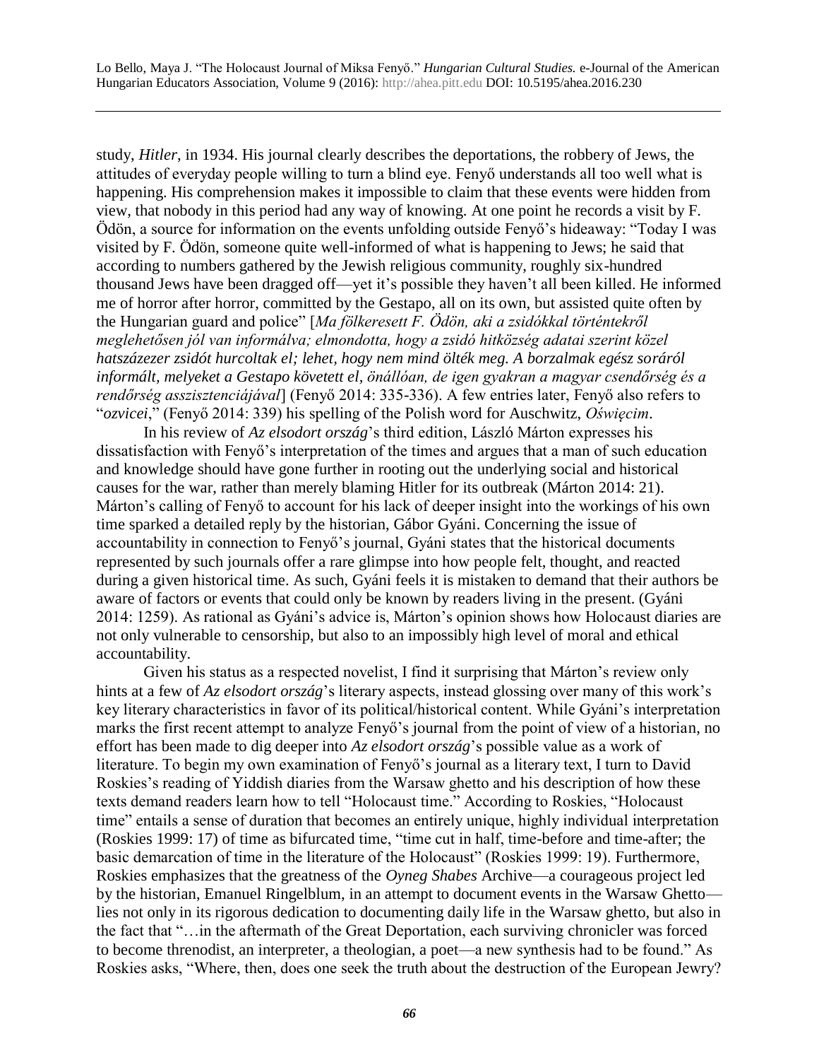study, *Hitler*, in 1934. His journal clearly describes the deportations, the robbery of Jews, the attitudes of everyday people willing to turn a blind eye. Fenyő understands all too well what is happening. His comprehension makes it impossible to claim that these events were hidden from view, that nobody in this period had any way of knowing. At one point he records a visit by F. Ödön, a source for information on the events unfolding outside Fenyő's hideaway: "Today I was visited by F. Ödön, someone quite well-informed of what is happening to Jews; he said that according to numbers gathered by the Jewish religious community, roughly six-hundred thousand Jews have been dragged off—yet it's possible they haven't all been killed. He informed me of horror after horror, committed by the Gestapo, all on its own, but assisted quite often by the Hungarian guard and police" [*Ma fölkeresett F. Ödön, aki a zsidókkal történtekről meglehetősen jól van informálva; elmondotta, hogy a zsidó hitközség adatai szerint közel hatszázezer zsidót hurcoltak el; lehet, hogy nem mind ölték meg. A borzalmak egész soráról informált, melyeket a Gestapo követett el, önállóan, de igen gyakran a magyar csendőrség és a rendőrség asszisztenciájával*] (Fenyő 2014: 335-336). A few entries later, Fenyő also refers to "*ozvicei*," (Fenyő 2014: 339) his spelling of the Polish word for Auschwitz, *Oświęcim*.

In his review of *Az elsodort ország*'s third edition, László Márton expresses his dissatisfaction with Fenyő's interpretation of the times and argues that a man of such education and knowledge should have gone further in rooting out the underlying social and historical causes for the war, rather than merely blaming Hitler for its outbreak (Márton 2014: 21). Márton's calling of Fenyő to account for his lack of deeper insight into the workings of his own time sparked a detailed reply by the historian, Gábor Gyáni. Concerning the issue of accountability in connection to Fenyő's journal, Gyáni states that the historical documents represented by such journals offer a rare glimpse into how people felt, thought, and reacted during a given historical time. As such, Gyáni feels it is mistaken to demand that their authors be aware of factors or events that could only be known by readers living in the present. (Gyáni 2014: 1259). As rational as Gyáni's advice is, Márton's opinion shows how Holocaust diaries are not only vulnerable to censorship, but also to an impossibly high level of moral and ethical accountability.

Given his status as a respected novelist, I find it surprising that Márton's review only hints at a few of *Az elsodort ország*'s literary aspects, instead glossing over many of this work's key literary characteristics in favor of its political/historical content. While Gyáni's interpretation marks the first recent attempt to analyze Fenyő's journal from the point of view of a historian, no effort has been made to dig deeper into *Az elsodort ország*'s possible value as a work of literature. To begin my own examination of Fenyő's journal as a literary text, I turn to David Roskies's reading of Yiddish diaries from the Warsaw ghetto and his description of how these texts demand readers learn how to tell "Holocaust time." According to Roskies, "Holocaust time" entails a sense of duration that becomes an entirely unique, highly individual interpretation (Roskies 1999: 17) of time as bifurcated time, "time cut in half, time-before and time-after; the basic demarcation of time in the literature of the Holocaust" (Roskies 1999: 19). Furthermore, Roskies emphasizes that the greatness of the *Oyneg Shabes* Archive—a courageous project led by the historian, Emanuel Ringelblum, in an attempt to document events in the Warsaw Ghetto—lies not only in its rigorous dedication to documenting daily life in the Warsaw ghetto, but also in the fact that "…in the aftermath of the Great Deportation, each surviving chronicler was forced to become threnodist, an interpreter, a theologian, a poet—a new synthesis had to be found." As Roskies asks, "Where, then, does one seek the truth about the destruction of the European Jewry?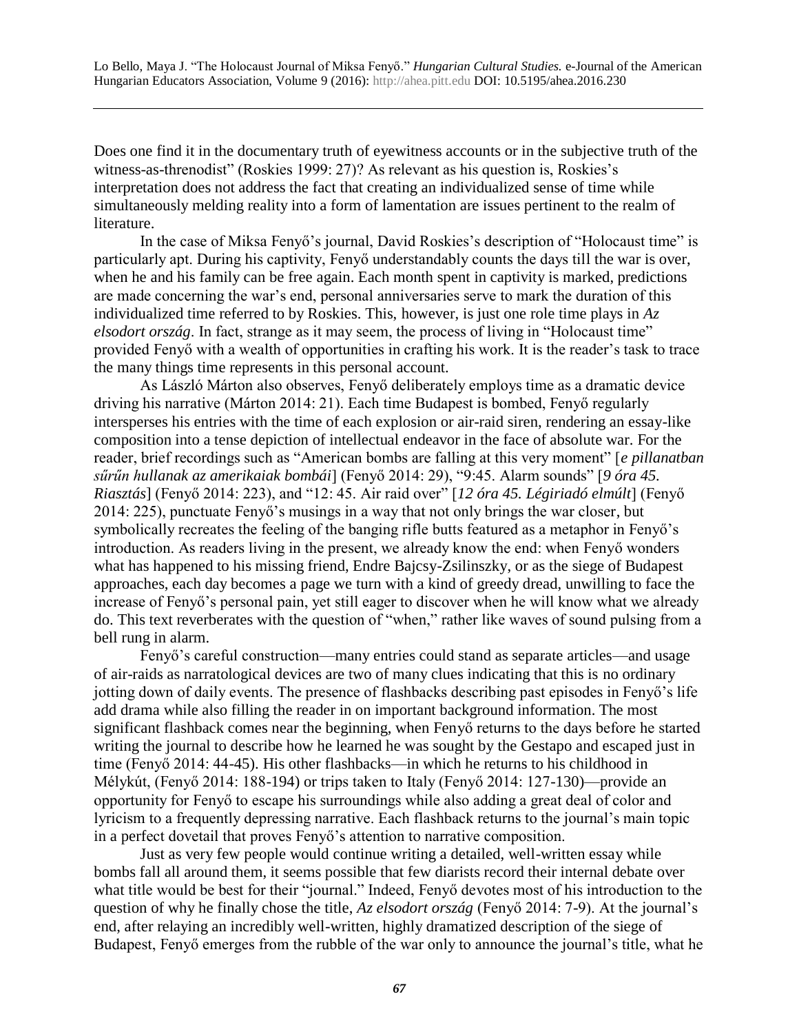Does one find it in the documentary truth of eyewitness accounts or in the subjective truth of the witness-as-threnodist" (Roskies 1999: 27)? As relevant as his question is, Roskies's interpretation does not address the fact that creating an individualized sense of time while simultaneously melding reality into a form of lamentation are issues pertinent to the realm of literature.

In the case of Miksa Fenyő's journal, David Roskies's description of "Holocaust time" is particularly apt. During his captivity, Fenyő understandably counts the days till the war is over, when he and his family can be free again. Each month spent in captivity is marked, predictions are made concerning the war's end, personal anniversaries serve to mark the duration of this individualized time referred to by Roskies. This, however, is just one role time plays in *Az elsodort ország*. In fact, strange as it may seem, the process of living in "Holocaust time" provided Fenyő with a wealth of opportunities in crafting his work. It is the reader's task to trace the many things time represents in this personal account.

As László Márton also observes, Fenyő deliberately employs time as a dramatic device driving his narrative (Márton 2014: 21). Each time Budapest is bombed, Fenyő regularly intersperses his entries with the time of each explosion or air-raid siren, rendering an essay-like composition into a tense depiction of intellectual endeavor in the face of absolute war. For the reader, brief recordings such as "American bombs are falling at this very moment" [*e pillanatban sűrűn hullanak az amerikaiak bombái*] (Fenyő 2014: 29), "9:45. Alarm sounds" [*9 óra 45. Riasztás*] (Fenyő 2014: 223), and "12: 45. Air raid over" [*12 óra 45. Légiriadó elmúlt*] (Fenyő 2014: 225), punctuate Fenyő's musings in a way that not only brings the war closer, but symbolically recreates the feeling of the banging rifle butts featured as a metaphor in Fenyő's introduction. As readers living in the present, we already know the end: when Fenyő wonders what has happened to his missing friend, Endre Bajcsy-Zsilinszky, or as the siege of Budapest approaches, each day becomes a page we turn with a kind of greedy dread, unwilling to face the increase of Fenyő's personal pain, yet still eager to discover when he will know what we already do. This text reverberates with the question of "when," rather like waves of sound pulsing from a bell rung in alarm.

Fenyő's careful construction—many entries could stand as separate articles—and usage of air-raids as narratological devices are two of many clues indicating that this is no ordinary jotting down of daily events. The presence of flashbacks describing past episodes in Fenyő's life add drama while also filling the reader in on important background information. The most significant flashback comes near the beginning, when Fenyő returns to the days before he started writing the journal to describe how he learned he was sought by the Gestapo and escaped just in time (Fenyő 2014: 44-45). His other flashbacks—in which he returns to his childhood in Mélykút, (Fenyő 2014: 188-194) or trips taken to Italy (Fenyő 2014: 127-130)—provide an opportunity for Fenyő to escape his surroundings while also adding a great deal of color and lyricism to a frequently depressing narrative. Each flashback returns to the journal's main topic in a perfect dovetail that proves Fenyő's attention to narrative composition.

Just as very few people would continue writing a detailed, well-written essay while bombs fall all around them, it seems possible that few diarists record their internal debate over what title would be best for their "journal." Indeed, Fenyő devotes most of his introduction to the question of why he finally chose the title, *Az elsodort ország* (Fenyő 2014: 7-9). At the journal's end, after relaying an incredibly well-written, highly dramatized description of the siege of Budapest, Fenyő emerges from the rubble of the war only to announce the journal's title, what he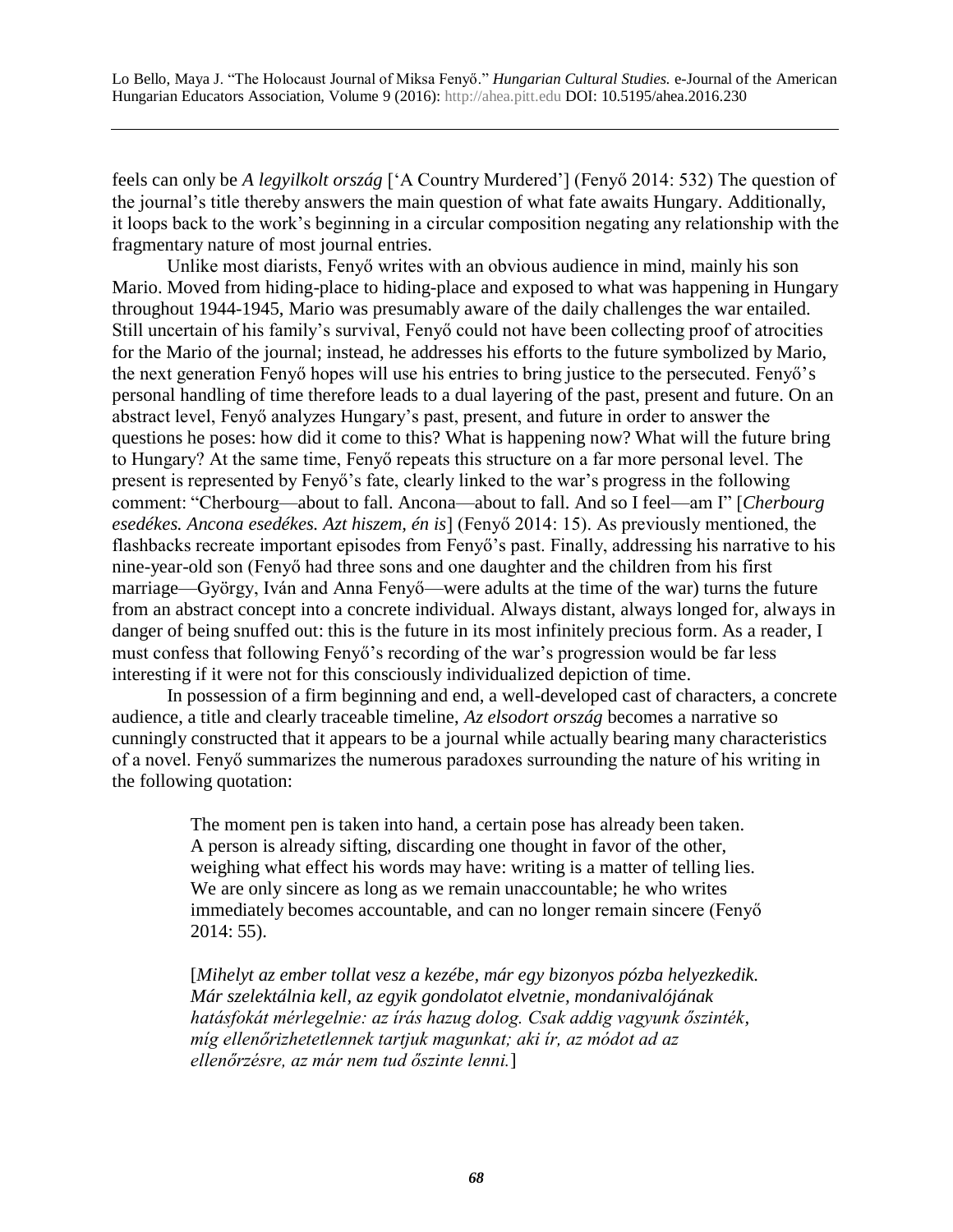feels can only be *A legyilkolt ország* ['A Country Murdered'] (Fenyő 2014: 532) The question of the journal's title thereby answers the main question of what fate awaits Hungary. Additionally, it loops back to the work's beginning in a circular composition negating any relationship with the fragmentary nature of most journal entries.

Unlike most diarists, Fenyő writes with an obvious audience in mind, mainly his son Mario. Moved from hiding-place to hiding-place and exposed to what was happening in Hungary throughout 1944-1945, Mario was presumably aware of the daily challenges the war entailed. Still uncertain of his family's survival, Fenyő could not have been collecting proof of atrocities for the Mario of the journal; instead, he addresses his efforts to the future symbolized by Mario, the next generation Fenyő hopes will use his entries to bring justice to the persecuted. Fenyő's personal handling of time therefore leads to a dual layering of the past, present and future. On an abstract level, Fenyő analyzes Hungary's past, present, and future in order to answer the questions he poses: how did it come to this? What is happening now? What will the future bring to Hungary? At the same time, Fenyő repeats this structure on a far more personal level. The present is represented by Fenyő's fate, clearly linked to the war's progress in the following comment: "Cherbourg—about to fall. Ancona—about to fall. And so I feel—am I" [*Cherbourg esedékes. Ancona esedékes. Azt hiszem, én is*] (Fenyő 2014: 15). As previously mentioned, the flashbacks recreate important episodes from Fenyő's past. Finally, addressing his narrative to his nine-year-old son (Fenyő had three sons and one daughter and the children from his first marriage—György, Iván and Anna Fenyő—were adults at the time of the war) turns the future from an abstract concept into a concrete individual. Always distant, always longed for, always in danger of being snuffed out: this is the future in its most infinitely precious form. As a reader, I must confess that following Fenyő's recording of the war's progression would be far less interesting if it were not for this consciously individualized depiction of time.

In possession of a firm beginning and end, a well-developed cast of characters, a concrete audience, a title and clearly traceable timeline, *Az elsodort ország* becomes a narrative so cunningly constructed that it appears to be a journal while actually bearing many characteristics of a novel. Fenyő summarizes the numerous paradoxes surrounding the nature of his writing in the following quotation:

> The moment pen is taken into hand, a certain pose has already been taken. A person is already sifting, discarding one thought in favor of the other, weighing what effect his words may have: writing is a matter of telling lies. We are only sincere as long as we remain unaccountable; he who writes immediately becomes accountable, and can no longer remain sincere (Fenyő 2014: 55).
>
> [*Mihelyt az ember tollat vesz a kezébe, már egy bizonyos pózba helyezkedik. Már szelektálnia kell, az egyik gondolatot elvetnie, mondanivalójának hatásfokát mérlegelnie: az írás hazug dolog. Csak addig vagyunk őszinték, míg ellenőrizhetetlennek tartjuk magunkat; aki ír, az módot ad az ellenőrzésre, az már nem tud őszinte lenni.*]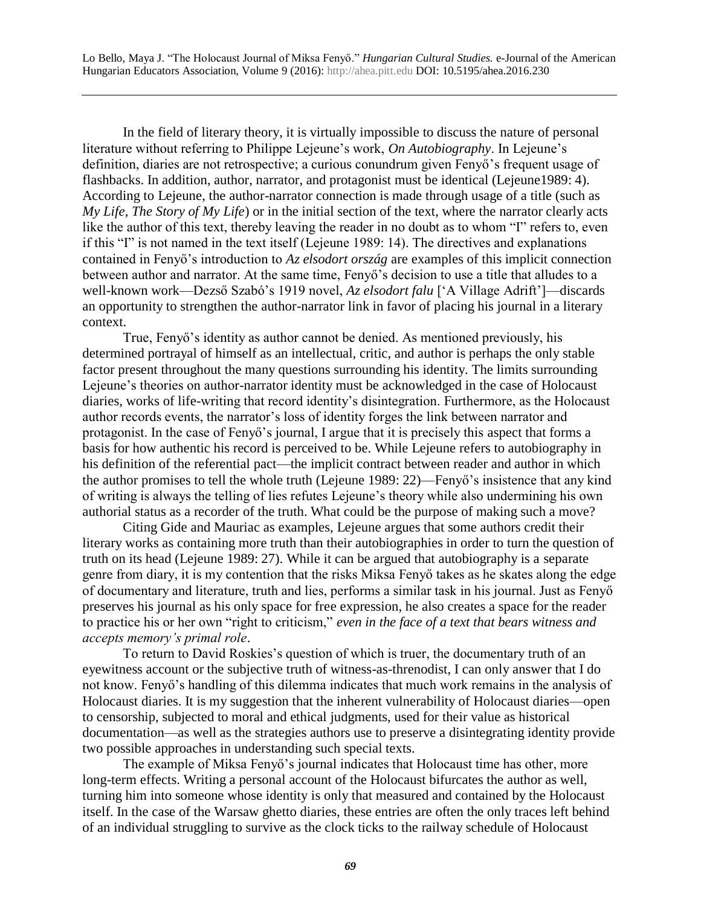In the field of literary theory, it is virtually impossible to discuss the nature of personal literature without referring to Philippe Lejeune's work, *On Autobiography*. In Lejeune's definition, diaries are not retrospective; a curious conundrum given Fenyő's frequent usage of flashbacks. In addition, author, narrator, and protagonist must be identical (Lejeune1989: 4). According to Lejeune, the author-narrator connection is made through usage of a title (such as *My Life*, *The Story of My Life*) or in the initial section of the text, where the narrator clearly acts like the author of this text, thereby leaving the reader in no doubt as to whom "I" refers to, even if this "I" is not named in the text itself (Lejeune 1989: 14). The directives and explanations contained in Fenyő's introduction to *Az elsodort ország* are examples of this implicit connection between author and narrator. At the same time, Fenyő's decision to use a title that alludes to a well-known work—Dezső Szabó's 1919 novel, *Az elsodort falu* ['A Village Adrift']—discards an opportunity to strengthen the author-narrator link in favor of placing his journal in a literary context.

True, Fenyő's identity as author cannot be denied. As mentioned previously, his determined portrayal of himself as an intellectual, critic, and author is perhaps the only stable factor present throughout the many questions surrounding his identity. The limits surrounding Lejeune's theories on author-narrator identity must be acknowledged in the case of Holocaust diaries, works of life-writing that record identity's disintegration. Furthermore, as the Holocaust author records events, the narrator's loss of identity forges the link between narrator and protagonist. In the case of Fenyő's journal, I argue that it is precisely this aspect that forms a basis for how authentic his record is perceived to be. While Lejeune refers to autobiography in his definition of the referential pact—the implicit contract between reader and author in which the author promises to tell the whole truth (Lejeune 1989: 22)—Fenyő's insistence that any kind of writing is always the telling of lies refutes Lejeune's theory while also undermining his own authorial status as a recorder of the truth. What could be the purpose of making such a move?

Citing Gide and Mauriac as examples, Lejeune argues that some authors credit their literary works as containing more truth than their autobiographies in order to turn the question of truth on its head (Lejeune 1989: 27). While it can be argued that autobiography is a separate genre from diary, it is my contention that the risks Miksa Fenyő takes as he skates along the edge of documentary and literature, truth and lies, performs a similar task in his journal. Just as Fenyő preserves his journal as his only space for free expression, he also creates a space for the reader to practice his or her own "right to criticism," *even in the face of a text that bears witness and accepts memory's primal role*.

To return to David Roskies's question of which is truer, the documentary truth of an eyewitness account or the subjective truth of witness-as-threnodist, I can only answer that I do not know. Fenyő's handling of this dilemma indicates that much work remains in the analysis of Holocaust diaries. It is my suggestion that the inherent vulnerability of Holocaust diaries—open to censorship, subjected to moral and ethical judgments, used for their value as historical documentation—as well as the strategies authors use to preserve a disintegrating identity provide two possible approaches in understanding such special texts.

The example of Miksa Fenyő's journal indicates that Holocaust time has other, more long-term effects. Writing a personal account of the Holocaust bifurcates the author as well, turning him into someone whose identity is only that measured and contained by the Holocaust itself. In the case of the Warsaw ghetto diaries, these entries are often the only traces left behind of an individual struggling to survive as the clock ticks to the railway schedule of Holocaust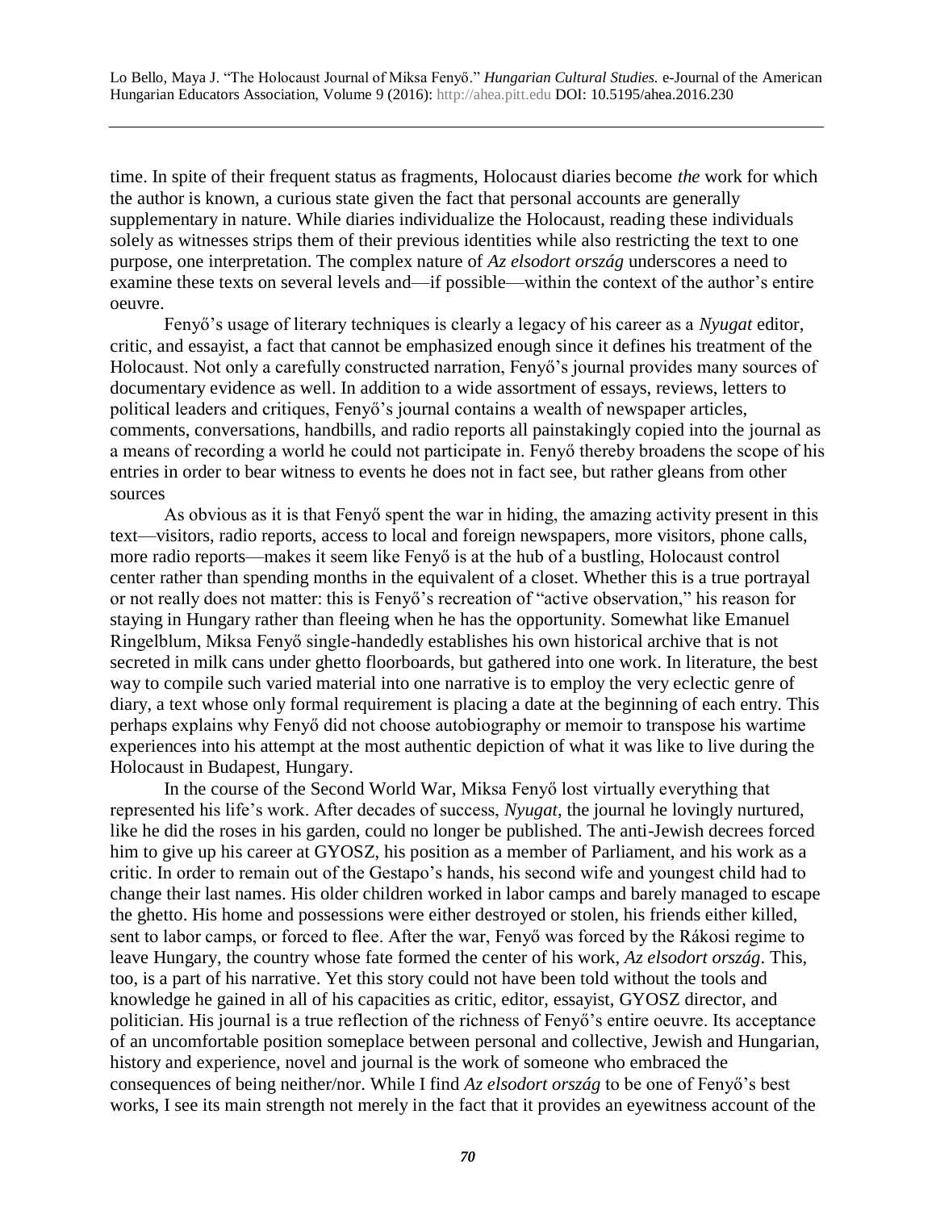time. In spite of their frequent status as fragments, Holocaust diaries become *the* work for which the author is known, a curious state given the fact that personal accounts are generally supplementary in nature. While diaries individualize the Holocaust, reading these individuals solely as witnesses strips them of their previous identities while also restricting the text to one purpose, one interpretation. The complex nature of *Az elsodort ország* underscores a need to examine these texts on several levels and—if possible—within the context of the author's entire oeuvre.

Fenyő's usage of literary techniques is clearly a legacy of his career as a *Nyugat* editor, critic, and essayist, a fact that cannot be emphasized enough since it defines his treatment of the Holocaust. Not only a carefully constructed narration, Fenyő's journal provides many sources of documentary evidence as well. In addition to a wide assortment of essays, reviews, letters to political leaders and critiques, Fenyő's journal contains a wealth of newspaper articles, comments, conversations, handbills, and radio reports all painstakingly copied into the journal as a means of recording a world he could not participate in. Fenyő thereby broadens the scope of his entries in order to bear witness to events he does not in fact see, but rather gleans from other sources

As obvious as it is that Fenyő spent the war in hiding, the amazing activity present in this text—visitors, radio reports, access to local and foreign newspapers, more visitors, phone calls, more radio reports—makes it seem like Fenyő is at the hub of a bustling, Holocaust control center rather than spending months in the equivalent of a closet. Whether this is a true portrayal or not really does not matter: this is Fenyő's recreation of "active observation," his reason for staying in Hungary rather than fleeing when he has the opportunity. Somewhat like Emanuel Ringelblum, Miksa Fenyő single-handedly establishes his own historical archive that is not secreted in milk cans under ghetto floorboards, but gathered into one work. In literature, the best way to compile such varied material into one narrative is to employ the very eclectic genre of diary, a text whose only formal requirement is placing a date at the beginning of each entry. This perhaps explains why Fenyő did not choose autobiography or memoir to transpose his wartime experiences into his attempt at the most authentic depiction of what it was like to live during the Holocaust in Budapest, Hungary.

In the course of the Second World War, Miksa Fenyő lost virtually everything that represented his life's work. After decades of success, *Nyugat*, the journal he lovingly nurtured, like he did the roses in his garden, could no longer be published. The anti-Jewish decrees forced him to give up his career at GYOSZ, his position as a member of Parliament, and his work as a critic. In order to remain out of the Gestapo's hands, his second wife and youngest child had to change their last names. His older children worked in labor camps and barely managed to escape the ghetto. His home and possessions were either destroyed or stolen, his friends either killed, sent to labor camps, or forced to flee. After the war, Fenyő was forced by the Rákosi regime to leave Hungary, the country whose fate formed the center of his work, *Az elsodort ország*. This, too, is a part of his narrative. Yet this story could not have been told without the tools and knowledge he gained in all of his capacities as critic, editor, essayist, GYOSZ director, and politician. His journal is a true reflection of the richness of Fenyő's entire oeuvre. Its acceptance of an uncomfortable position someplace between personal and collective, Jewish and Hungarian, history and experience, novel and journal is the work of someone who embraced the consequences of being neither/nor. While I find *Az elsodort ország* to be one of Fenyő's best works, I see its main strength not merely in the fact that it provides an eyewitness account of the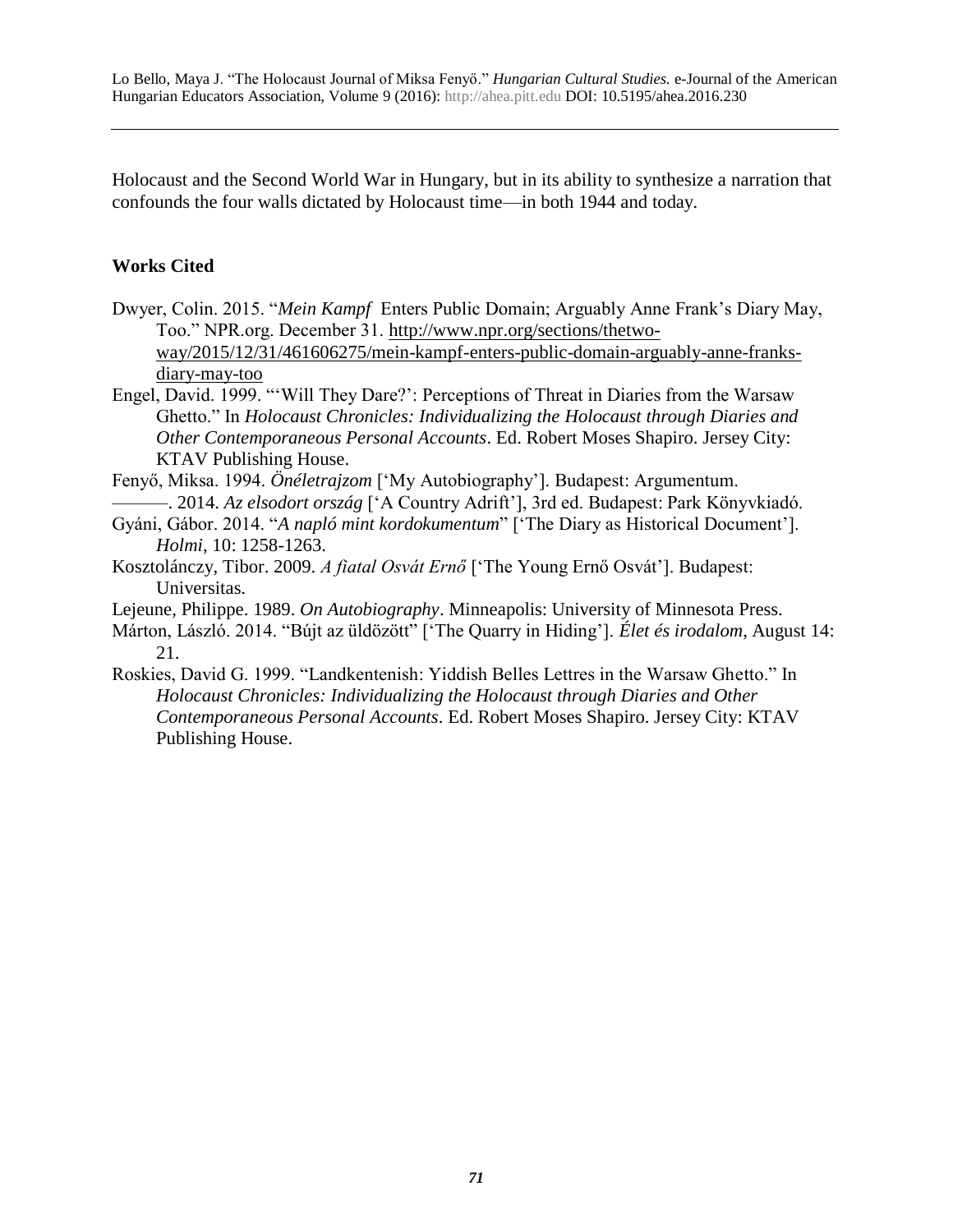Holocaust and the Second World War in Hungary, but in its ability to synthesize a narration that confounds the four walls dictated by Holocaust time—in both 1944 and today.

## Works Cited

Dwyer, Colin. 2015. "*Mein Kampf* Enters Public Domain; Arguably Anne Frank's Diary May, Too." NPR.org. December 31. http://www.npr.org/sections/thetwo-way/2015/12/31/461606275/mein-kampf-enters-public-domain-arguably-anne-franks-diary-may-too

Engel, David. 1999. "'Will They Dare?': Perceptions of Threat in Diaries from the Warsaw Ghetto." In *Holocaust Chronicles: Individualizing the Holocaust through Diaries and Other Contemporaneous Personal Accounts*. Ed. Robert Moses Shapiro. Jersey City: KTAV Publishing House.

Fenyő, Miksa. 1994. *Önéletrajzom* ['My Autobiography']. Budapest: Argumentum.

———. 2014. *Az elsodort ország* ['A Country Adrift'], 3rd ed. Budapest: Park Könyvkiadó.

Gyáni, Gábor. 2014. "*A napló mint kordokumentum*" ['The Diary as Historical Document']. *Holmi*, 10: 1258-1263.

Kosztolánczy, Tibor. 2009. *A fiatal Osvát Ernő* ['The Young Ernő Osvát']. Budapest: Universitas.

Lejeune, Philippe. 1989. *On Autobiography*. Minneapolis: University of Minnesota Press.

Márton, László. 2014. "Bújt az üldözött" ['The Quarry in Hiding']. *Élet és irodalom*, August 14: 21.

Roskies, David G. 1999. "Landkentenish: Yiddish Belles Lettres in the Warsaw Ghetto." In *Holocaust Chronicles: Individualizing the Holocaust through Diaries and Other Contemporaneous Personal Accounts*. Ed. Robert Moses Shapiro. Jersey City: KTAV Publishing House.